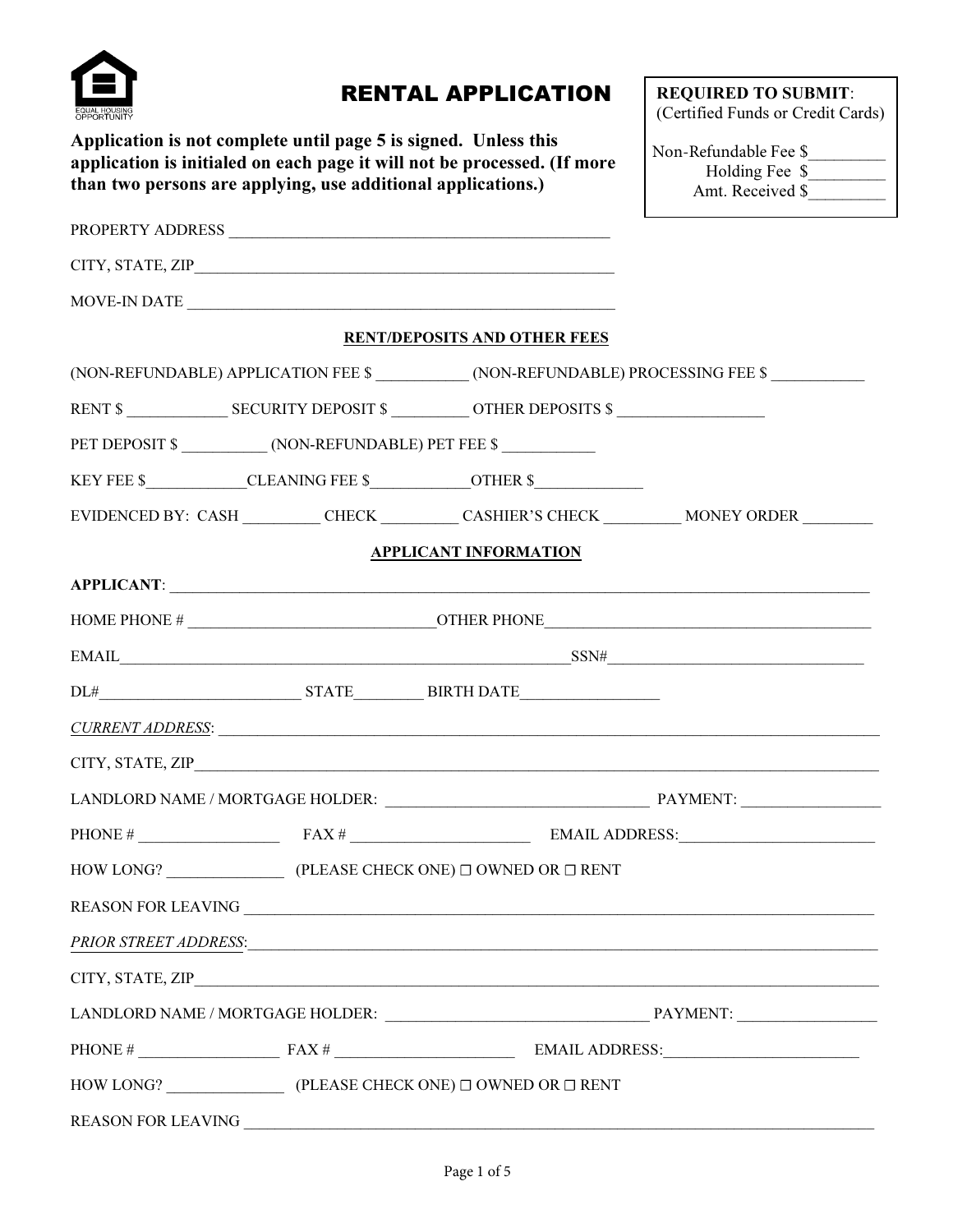# RENTAL APPLICATION

**Application is not complete until page 5 is signed. Unless this application is initialed on each page it will not be processed. (If more than two persons are applying, use additional applications.)**

**REQUIRED TO SUBMIT**:
(Certified Funds or Credit Cards)

Non-Refundable Fee $_________
Holding Fee $_________
Amt. Received $_________

PROPERTY ADDRESS ________________________________________________

CITY, STATE, ZIP____________________________________________________

MOVE-IN DATE ______________________________________________________

## RENT/DEPOSITS AND OTHER FEES

(NON-REFUNDABLE) APPLICATION FEE $ ___________ (NON-REFUNDABLE) PROCESSING FEE $ ___________

RENT $ ____________ SECURITY DEPOSIT $ _________ OTHER DEPOSITS $ __________________

PET DEPOSIT $ __________ (NON-REFUNDABLE) PET FEE $ ___________

KEY FEE $____________CLEANING FEE $____________OTHER $_____________

EVIDENCED BY: CASH _________ CHECK _________ CASHIER'S CHECK _________ MONEY ORDER ________

## APPLICANT INFORMATION

**APPLICANT**: ______________________________________________________________________________________

HOME PHONE # ______________________________OTHER PHONE__________________________________________

EMAIL__________________________________________________________SSN#________________________________

DL#_________________________ STATE________ BIRTH DATE_________________

*CURRENT ADDRESS*: ______________________________________________________________________________

CITY, STATE, ZIP__________________________________________________________________________________

LANDLORD NAME / MORTGAGE HOLDER: _________________________________ PAYMENT: _________________

PHONE # _________________ FAX # ______________________ EMAIL ADDRESS:________________________

HOW LONG? ______________ (PLEASE CHECK ONE) ☐ OWNED OR ☐ RENT

REASON FOR LEAVING ______________________________________________________________________________

*PRIOR STREET ADDRESS*:___________________________________________________________________________

CITY, STATE, ZIP__________________________________________________________________________________

LANDLORD NAME / MORTGAGE HOLDER: _________________________________ PAYMENT: _________________

PHONE # _________________ FAX # ______________________ EMAIL ADDRESS:________________________

HOW LONG? ______________ (PLEASE CHECK ONE) ☐ OWNED OR ☐ RENT

REASON FOR LEAVING ______________________________________________________________________________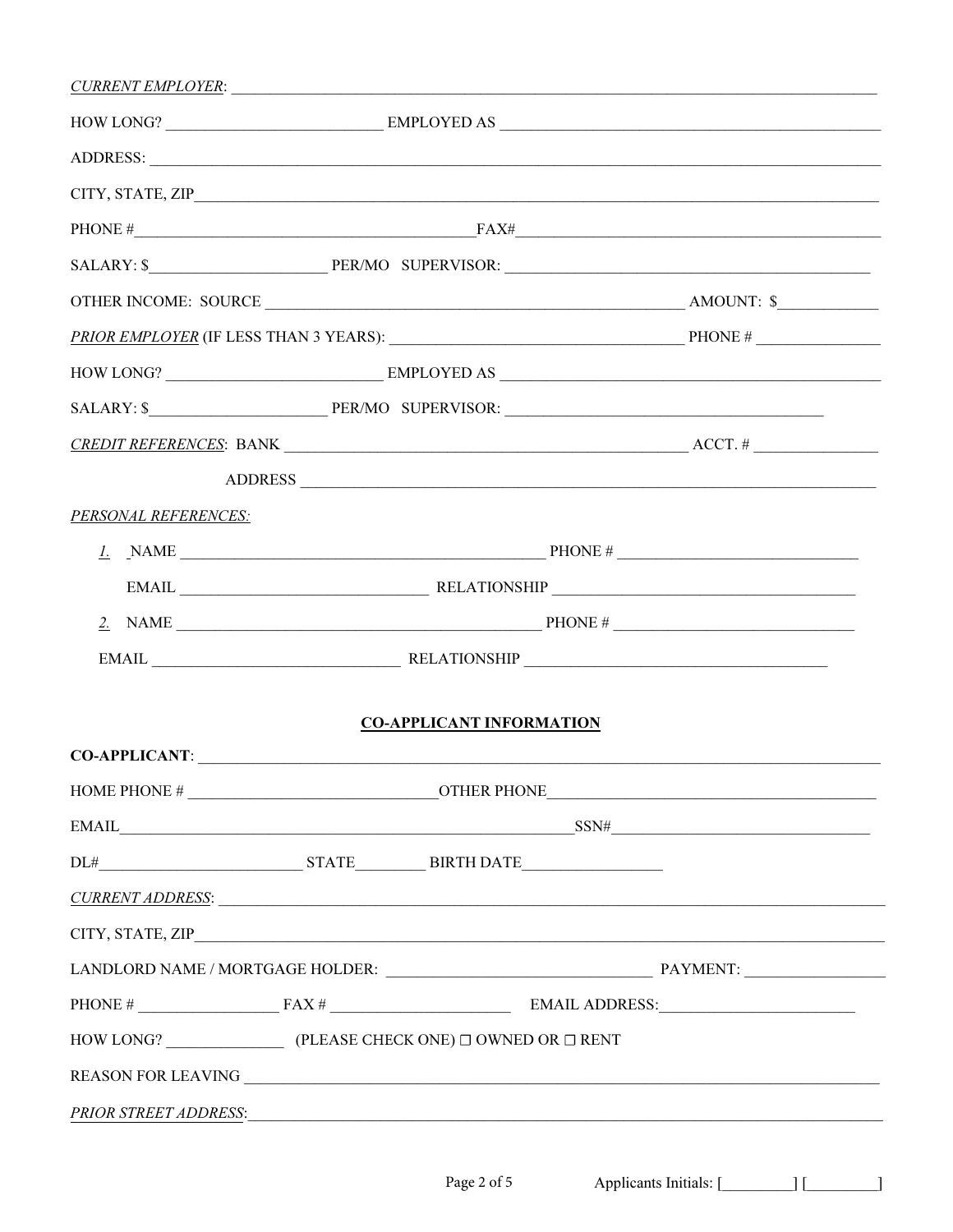*CURRENT EMPLOYER*: ______________________________________________________________________________

HOW LONG? __________________________ EMPLOYED AS ______________________________________________

ADDRESS: ______________________________________________________________________________________

CITY, STATE, ZIP________________________________________________________________________________

PHONE #_________________________________________FAX#_____________________________________________

SALARY: $______________________ PER/MO SUPERVISOR: ____________________________________________

OTHER INCOME: SOURCE ____________________________________________________ AMOUNT: $____________

*PRIOR EMPLOYER* (IF LESS THAN 3 YEARS): ___________________________________ PHONE # _______________

HOW LONG? __________________________ EMPLOYED AS ______________________________________________

SALARY: $______________________ PER/MO SUPERVISOR: ______________________________________

*CREDIT REFERENCES*: BANK ________________________________________________ ACCT. # _______________

ADDRESS ___________________________________________________________________________

*PERSONAL REFERENCES:*

*1.* NAME ____________________________________________ PHONE # _____________________________

EMAIL _____________________________ RELATIONSHIP _____________________________________

*2.* NAME ____________________________________________ PHONE # _____________________________

EMAIL _____________________________ RELATIONSHIP _____________________________________

## CO-APPLICANT INFORMATION

**CO-APPLICANT**: _______________________________________________________________________________

HOME PHONE # ______________________________OTHER PHONE_________________________________________

EMAIL_______________________________________________________SSN#________________________________

DL#________________________ STATE________ BIRTH DATE_________________

*CURRENT ADDRESS*: _____________________________________________________________________________

CITY, STATE, ZIP________________________________________________________________________________

LANDLORD NAME / MORTGAGE HOLDER: ________________________________ PAYMENT: _________________

PHONE # _________________ FAX # ______________________ EMAIL ADDRESS:________________________

HOW LONG? ______________ (PLEASE CHECK ONE) ☐ OWNED OR ☐ RENT

REASON FOR LEAVING _____________________________________________________________________________

*PRIOR STREET ADDRESS*:__________________________________________________________________________

Applicants Initials: [_________] [_________]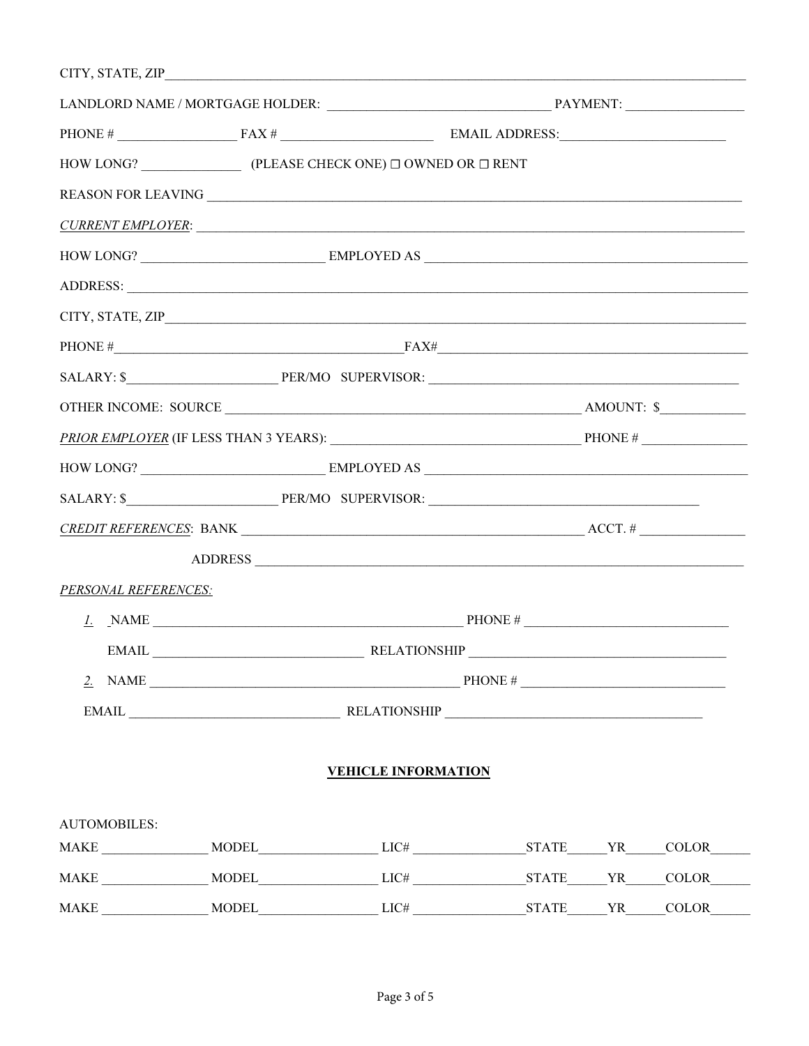CITY, STATE, ZIP_______________________________________________________________________________

LANDLORD NAME / MORTGAGE HOLDER: ________________________________ PAYMENT: _________________

PHONE # _________________ FAX # ______________________ EMAIL ADDRESS:________________________

HOW LONG? ______________ (PLEASE CHECK ONE) ☐ OWNED OR ☐ RENT

REASON FOR LEAVING ______________________________________________________________________________

*CURRENT EMPLOYER*: _____________________________________________________________________________

HOW LONG? __________________________ EMPLOYED AS ________________________________________________

ADDRESS: ______________________________________________________________________________________

CITY, STATE, ZIP_______________________________________________________________________________

PHONE #_________________________________________FAX#_______________________________________________

SALARY: $______________________ PER/MO SUPERVISOR: ______________________________________________

OTHER INCOME: SOURCE ____________________________________________________ AMOUNT: $____________

*PRIOR EMPLOYER* (IF LESS THAN 3 YEARS): ___________________________________ PHONE # _______________

HOW LONG? __________________________ EMPLOYED AS ________________________________________________

SALARY: $______________________ PER/MO SUPERVISOR: ________________________________________

*CREDIT REFERENCES*: BANK _______________________________________________ ACCT. # _______________

ADDRESS _________________________________________________________________________

*PERSONAL REFERENCES:*

*1.* NAME ____________________________________________ PHONE # ______________________________

EMAIL ______________________________ RELATIONSHIP _____________________________________

*2.* NAME ____________________________________________ PHONE # ______________________________

EMAIL ______________________________ RELATIONSHIP _____________________________________

## VEHICLE INFORMATION

AUTOMOBILES:

MAKE _______________ MODEL_________________ LIC# ________________STATE_____YR_____COLOR______

MAKE _______________ MODEL_________________ LIC# ________________STATE_____YR_____COLOR______

MAKE _______________ MODEL_________________ LIC# ________________STATE_____YR_____COLOR______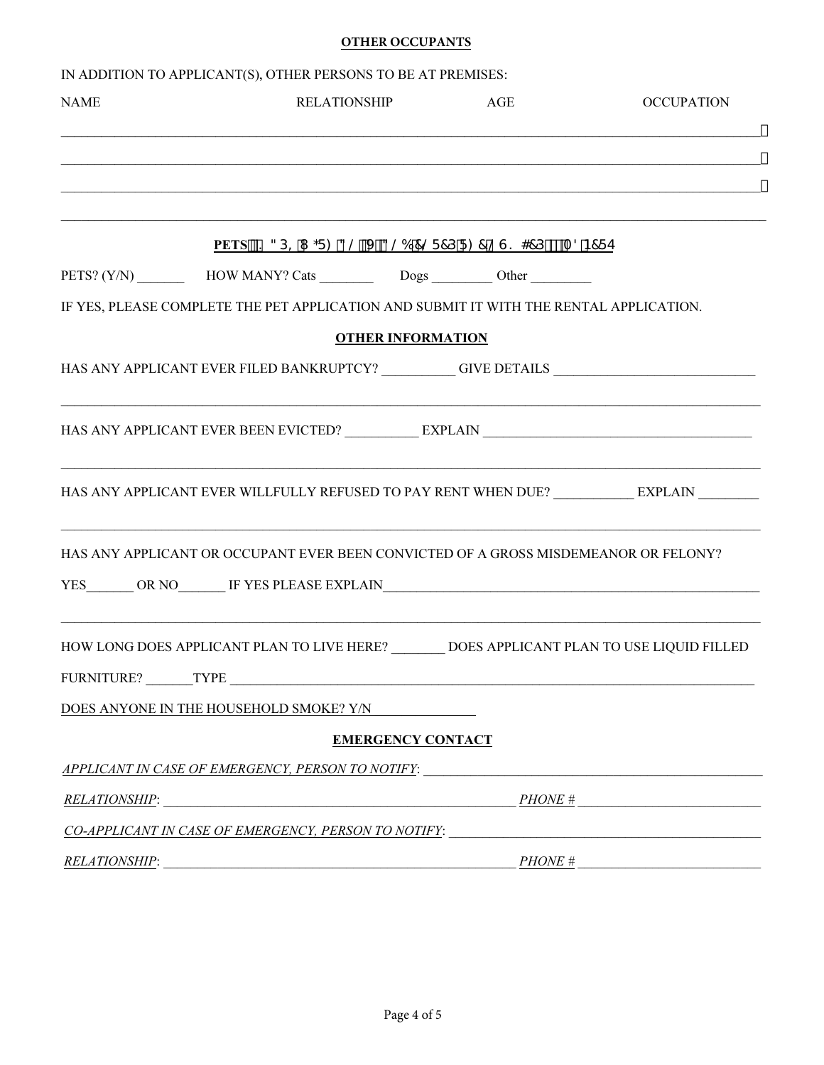**OTHER OCCUPANTS**

IN ADDITION TO APPLICANT(S), OTHER PERSONS TO BE AT PREMISES:

| NAME | RELATIONSHIP | AGE | OCCUPATION |
| --- | --- | --- | --- |
| | | | |
| | | | |
| | | | |

**PETS**

PETS? (Y/N) _______ HOW MANY? Cats ________ Dogs _________ Other _________

IF YES, PLEASE COMPLETE THE PET APPLICATION AND SUBMIT IT WITH THE RENTAL APPLICATION.

**OTHER INFORMATION**

HAS ANY APPLICANT EVER FILED BANKRUPTCY? __________ GIVE DETAILS ____________________________

_______________________________________________________________________________

HAS ANY APPLICANT EVER BEEN EVICTED? __________ EXPLAIN ______________________________________

_______________________________________________________________________________

HAS ANY APPLICANT EVER WILLFULLY REFUSED TO PAY RENT WHEN DUE? ___________ EXPLAIN ________

_______________________________________________________________________________

HAS ANY APPLICANT OR OCCUPANT EVER BEEN CONVICTED OF A GROSS MISDEMEANOR OR FELONY?

YES_______ OR NO_______ IF YES PLEASE EXPLAIN_________________________________________________

_______________________________________________________________________________

HOW LONG DOES APPLICANT PLAN TO LIVE HERE? _______ DOES APPLICANT PLAN TO USE LIQUID FILLED FURNITURE? _______TYPE ____________________________________________________________

DOES ANYONE IN THE HOUSEHOLD SMOKE? Y/N _______________

**EMERGENCY CONTACT**

*APPLICANT IN CASE OF EMERGENCY, PERSON TO NOTIFY*: ________________________________________

*RELATIONSHIP*: ______________________________________________ *PHONE #* _________________________

*CO-APPLICANT IN CASE OF EMERGENCY, PERSON TO NOTIFY*: _____________________________________

*RELATIONSHIP*: ______________________________________________ *PHONE #* _________________________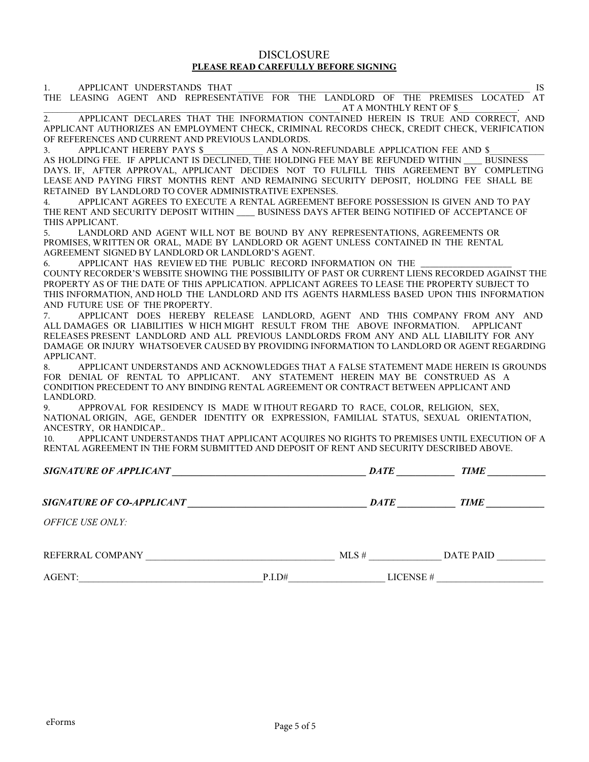# DISCLOSURE

**PLEASE READ CAREFULLY BEFORE SIGNING**

1. APPLICANT UNDERSTANDS THAT ______________________________________________ IS THE LEASING AGENT AND REPRESENTATIVE FOR THE LANDLORD OF THE PREMISES LOCATED AT ______________________________________________ AT A MONTHLY RENT OF $____________.

2. APPLICANT DECLARES THAT THE INFORMATION CONTAINED HEREIN IS TRUE AND CORRECT, AND APPLICANT AUTHORIZES AN EMPLOYMENT CHECK, CRIMINAL RECORDS CHECK, CREDIT CHECK, VERIFICATION OF REFERENCES AND CURRENT AND PREVIOUS LANDLORDS.

3. APPLICANT HEREBY PAYS $____________ AS A NON-REFUNDABLE APPLICATION FEE AND $____________ AS HOLDING FEE. IF APPLICANT IS DECLINED, THE HOLDING FEE MAY BE REFUNDED WITHIN ____ BUSINESS DAYS. IF, AFTER APPROVAL, APPLICANT DECIDES NOT TO FULFILL THIS AGREEMENT BY COMPLETING LEASE AND PAYING FIRST MONTHS RENT AND REMAINING SECURITY DEPOSIT, HOLDING FEE SHALL BE RETAINED BY LANDLORD TO COVER ADMINISTRATIVE EXPENSES.

4. APPLICANT AGREES TO EXECUTE A RENTAL AGREEMENT BEFORE POSSESSION IS GIVEN AND TO PAY THE RENT AND SECURITY DEPOSIT WITHIN ____ BUSINESS DAYS AFTER BEING NOTIFIED OF ACCEPTANCE OF THIS APPLICANT.

5. LANDLORD AND AGENT WILL NOT BE BOUND BY ANY REPRESENTATIONS, AGREEMENTS OR PROMISES, WRITTEN OR ORAL, MADE BY LANDLORD OR AGENT UNLESS CONTAINED IN THE RENTAL AGREEMENT SIGNED BY LANDLORD OR LANDLORD'S AGENT.

6. APPLICANT HAS REVIEWED THE PUBLIC RECORD INFORMATION ON THE ____________________ COUNTY RECORDER'S WEBSITE SHOWING THE POSSIBILITY OF PAST OR CURRENT LIENS RECORDED AGAINST THE PROPERTY AS OF THE DATE OF THIS APPLICATION. APPLICANT AGREES TO LEASE THE PROPERTY SUBJECT TO THIS INFORMATION, AND HOLD THE LANDLORD AND ITS AGENTS HARMLESS BASED UPON THIS INFORMATION AND FUTURE USE OF THE PROPERTY.

7. APPLICANT DOES HEREBY RELEASE LANDLORD, AGENT AND THIS COMPANY FROM ANY AND ALL DAMAGES OR LIABILITIES WHICH MIGHT RESULT FROM THE ABOVE INFORMATION. APPLICANT RELEASES PRESENT LANDLORD AND ALL PREVIOUS LANDLORDS FROM ANY AND ALL LIABILITY FOR ANY DAMAGE OR INJURY WHATSOEVER CAUSED BY PROVIDING INFORMATION TO LANDLORD OR AGENT REGARDING APPLICANT.

8. APPLICANT UNDERSTANDS AND ACKNOWLEDGES THAT A FALSE STATEMENT MADE HEREIN IS GROUNDS FOR DENIAL OF RENTAL TO APPLICANT. ANY STATEMENT HEREIN MAY BE CONSTRUED AS A CONDITION PRECEDENT TO ANY BINDING RENTAL AGREEMENT OR CONTRACT BETWEEN APPLICANT AND LANDLORD.

9. APPROVAL FOR RESIDENCY IS MADE WITHOUT REGARD TO RACE, COLOR, RELIGION, SEX, NATIONAL ORIGIN, AGE, GENDER IDENTITY OR EXPRESSION, FAMILIAL STATUS, SEXUAL ORIENTATION, ANCESTRY, OR HANDICAP..

10. APPLICANT UNDERSTANDS THAT APPLICANT ACQUIRES NO RIGHTS TO PREMISES UNTIL EXECUTION OF A RENTAL AGREEMENT IN THE FORM SUBMITTED AND DEPOSIT OF RENT AND SECURITY DESCRIBED ABOVE.

***SIGNATURE OF APPLICANT*** ________________________________________ ***DATE*** ____________ ***TIME*** ____________

***SIGNATURE OF CO-APPLICANT*** ____________________________________ ***DATE*** ____________ ***TIME*** ____________

*OFFICE USE ONLY:*

REFERRAL COMPANY ______________________________________ MLS # ______________ DATE PAID __________

AGENT:____________________________________P.I.D#__________________ LICENSE # ______________________

eForms